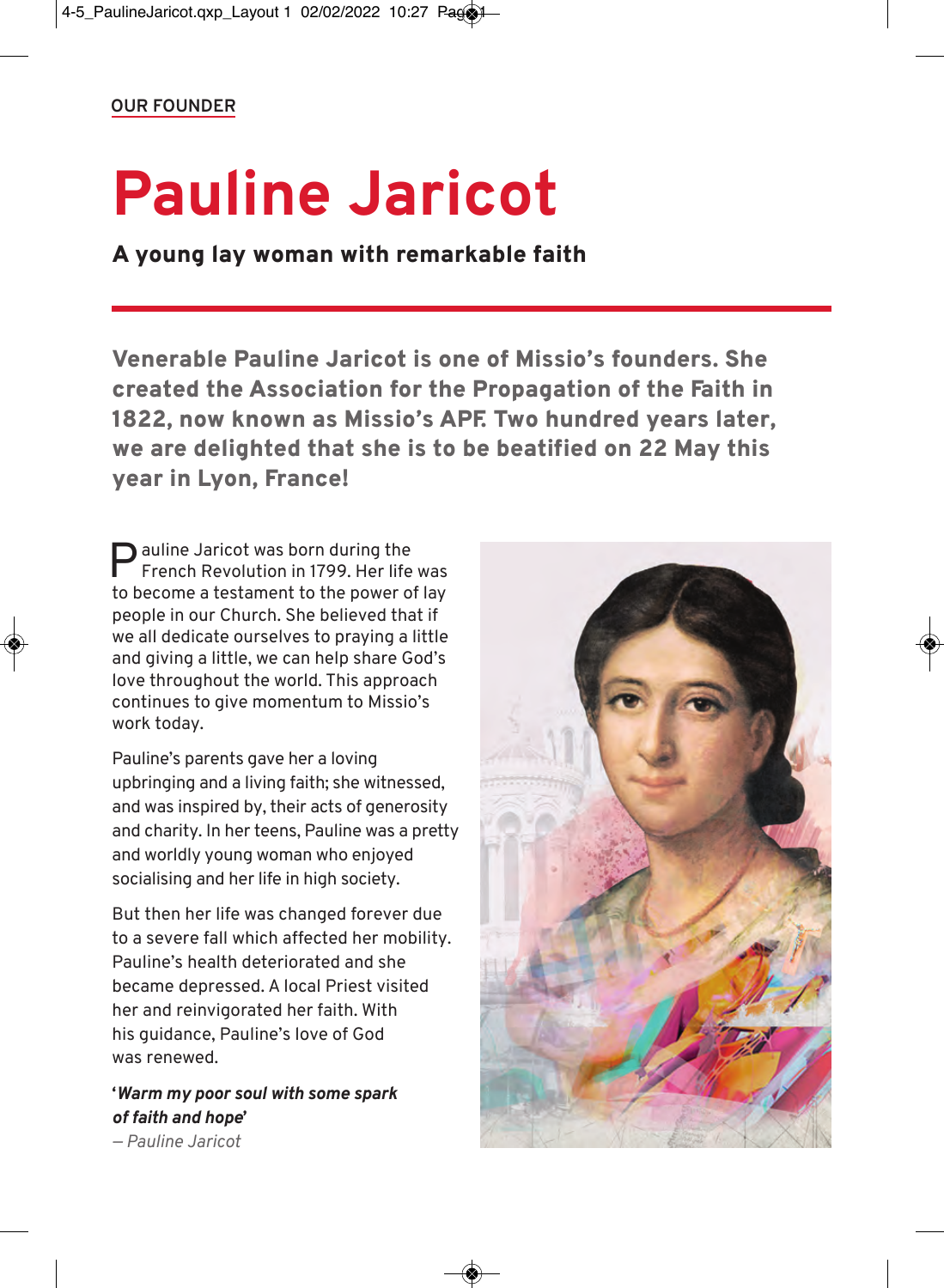OUR FOUNDER

# Pauline Jaricot

**A young lay woman with remarkable faith**

**Venerable Pauline Jaricot is one of Missio's founders. She created the Association for the Propagation of the Faith in 1822, now known as Missio's APF. Two hundred years later, we are delighted that she is to be beatified on 22 May this year in Lyon, France!**

Pauline Jaricot was born during the French Revolution in 1799. Her life was to become a testament to the power of lay people in our Church. She believed that if we all dedicate ourselves to praying a little and giving a little, we can help share God's love throughout the world. This approach continues to give momentum to Missio's work today.

Pauline's parents gave her a loving upbringing and a living faith; she witnessed, and was inspired by, their acts of generosity and charity. In her teens, Pauline was a pretty and worldly young woman who enjoyed socialising and her life in high society.

But then her life was changed forever due to a severe fall which affected her mobility. Pauline's health deteriorated and she became depressed. A local Priest visited her and reinvigorated her faith. With his guidance, Pauline's love of God was renewed.

'***Warm my poor soul with some spark of faith and hope***'
*– Pauline Jaricot*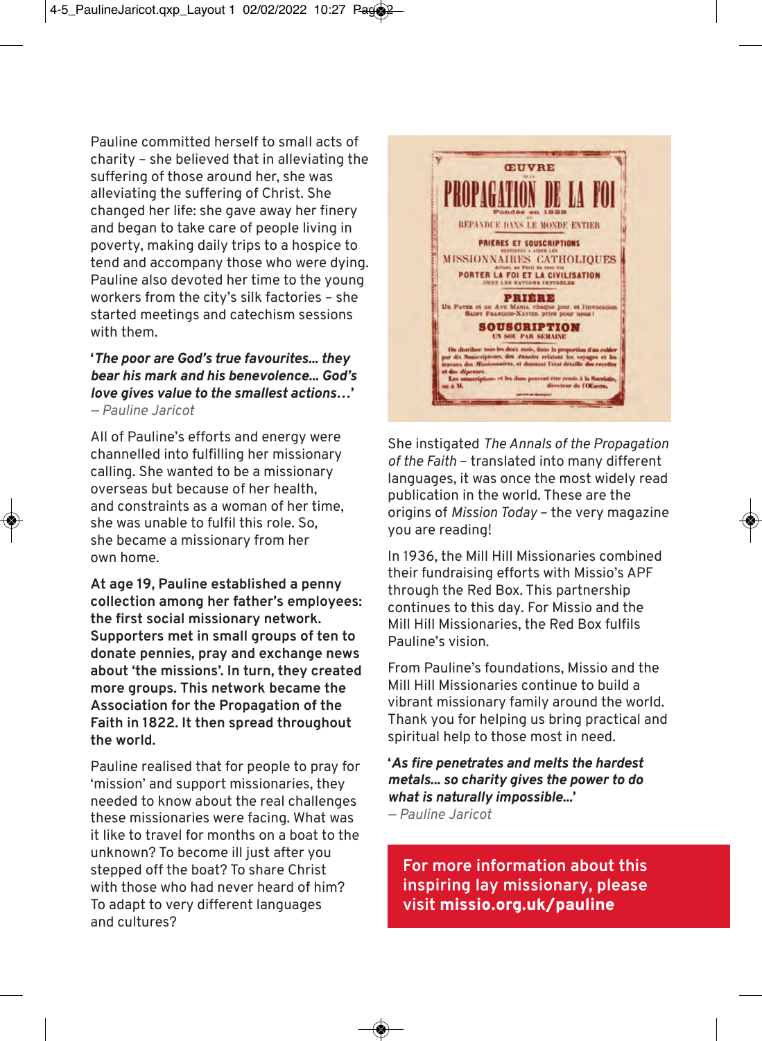Pauline committed herself to small acts of charity – she believed that in alleviating the suffering of those around her, she was alleviating the suffering of Christ. She changed her life: she gave away her finery and began to take care of people living in poverty, making daily trips to a hospice to tend and accompany those who were dying. Pauline also devoted her time to the young workers from the city's silk factories – she started meetings and catechism sessions with them.

'***The poor are God's true favourites... they bear his mark and his benevolence... God's love gives value to the smallest actions...***'
*– Pauline Jaricot*

All of Pauline's efforts and energy were channelled into fulfilling her missionary calling. She wanted to be a missionary overseas but because of her health, and constraints as a woman of her time, she was unable to fulfil this role. So, she became a missionary from her own home.

**At age 19, Pauline established a penny collection among her father's employees: the first social missionary network. Supporters met in small groups of ten to donate pennies, pray and exchange news about 'the missions'. In turn, they created more groups. This network became the Association for the Propagation of the Faith in 1822. It then spread throughout the world.**

Pauline realised that for people to pray for 'mission' and support missionaries, they needed to know about the real challenges these missionaries were facing. What was it like to travel for months on a boat to the unknown? To become ill just after you stepped off the boat? To share Christ with those who had never heard of him? To adapt to very different languages and cultures?

ŒUVRE
DE LA
PROPAGATION DE LA FOI
Fondée en 1822
ET
RÉPANDUE DANS LE MONDE ENTIER

PRIÈRES ET SOUSCRIPTIONS
DESTINÉES A AIDER LES
MISSIONNAIRES CATHOLIQUES
Allant, au Péril de leur vie
PORTER LA FOI ET LA CIVILISATION
CHEZ LES NATIONS INFIDÈLES

PRIÈRE
Un Pater et un Ave Maria, chaque jour, et l'invocation Saint François-Xavier, priez pour nous!

SOUSCRIPTION
UN SOU PAR SEMAINE

On distribue tous les deux mois, dans la proportion d'un cahier par dix Souscripteurs, des *Annales* relatant les voyages et les travaux des *Missionnaires*, et donnant l'état détaillé des recettes et des dépenses.
Les souscriptions et les dons peuvent être remis à la Sacristie, ou à M. directeur de l'Œuvre.

She instigated *The Annals of the Propagation of the Faith* – translated into many different languages, it was once the most widely read publication in the world. These are the origins of *Mission Today* – the very magazine you are reading!

In 1936, the Mill Hill Missionaries combined their fundraising efforts with Missio's APF through the Red Box. This partnership continues to this day. For Missio and the Mill Hill Missionaries, the Red Box fulfils Pauline's vision.

From Pauline's foundations, Missio and the Mill Hill Missionaries continue to build a vibrant missionary family around the world. Thank you for helping us bring practical and spiritual help to those most in need.

'***As fire penetrates and melts the hardest metals... so charity gives the power to do what is naturally impossible...***'
*– Pauline Jaricot*

**For more information about this inspiring lay missionary, please visit missio.org.uk/pauline**